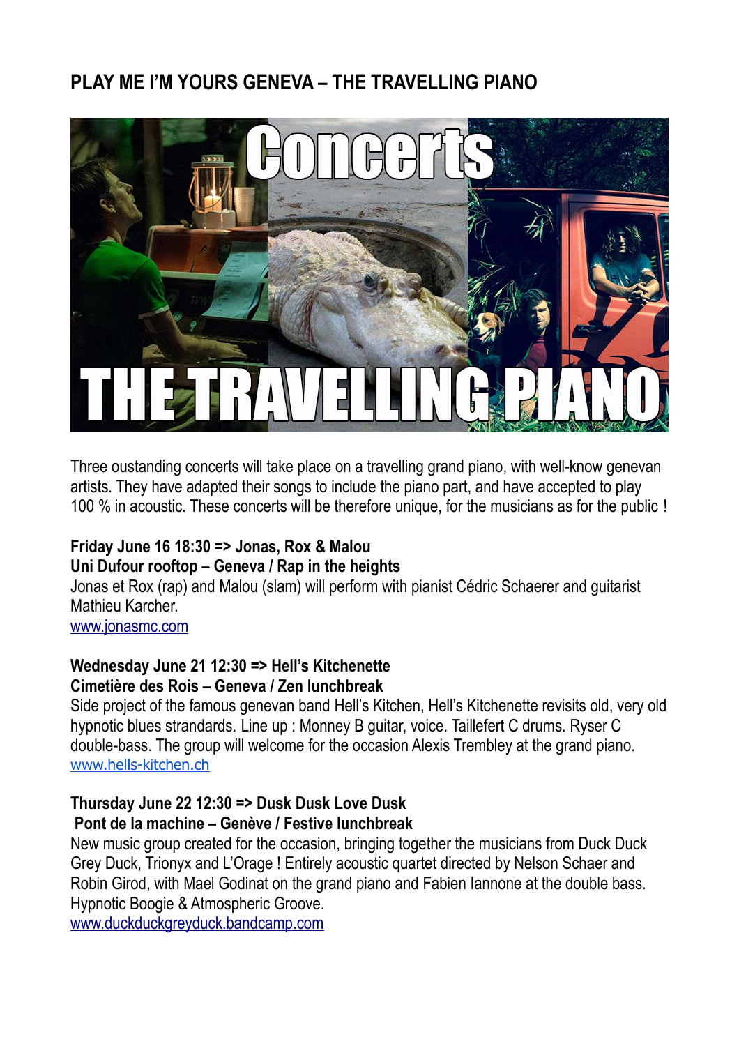# PLAY ME I'M YOURS GENEVA – THE TRAVELLING PIANO

Three oustanding concerts will take place on a travelling grand piano, with well-know genevan artists. They have adapted their songs to include the piano part, and have accepted to play 100 % in acoustic. These concerts will be therefore unique, for the musicians as for the public !

**Friday June 16 18:30 => Jonas, Rox & Malou**
**Uni Dufour rooftop – Geneva / Rap in the heights**
Jonas et Rox (rap) and Malou (slam) will perform with pianist Cédric Schaerer and guitarist Mathieu Karcher.
[www.jonasmc.com](http://www.jonasmc.com)

**Wednesday June 21 12:30 => Hell's Kitchenette**
**Cimetière des Rois – Geneva / Zen lunchbreak**
Side project of the famous genevan band Hell's Kitchen, Hell's Kitchenette revisits old, very old hypnotic blues strandards. Line up : Monney B guitar, voice. Taillefert C drums. Ryser C double-bass. The group will welcome for the occasion Alexis Trembley at the grand piano.
[www.hells-kitchen.ch](http://www.hells-kitchen.ch)

**Thursday June 22 12:30 => Dusk Dusk Love Dusk**
**Pont de la machine – Genève / Festive lunchbreak**
New music group created for the occasion, bringing together the musicians from Duck Duck Grey Duck, Trionyx and L'Orage ! Entirely acoustic quartet directed by Nelson Schaer and Robin Girod, with Mael Godinat on the grand piano and Fabien Iannone at the double bass. Hypnotic Boogie & Atmospheric Groove.
[www.duckduckgreyduck.bandcamp.com](http://www.duckduckgreyduck.bandcamp.com)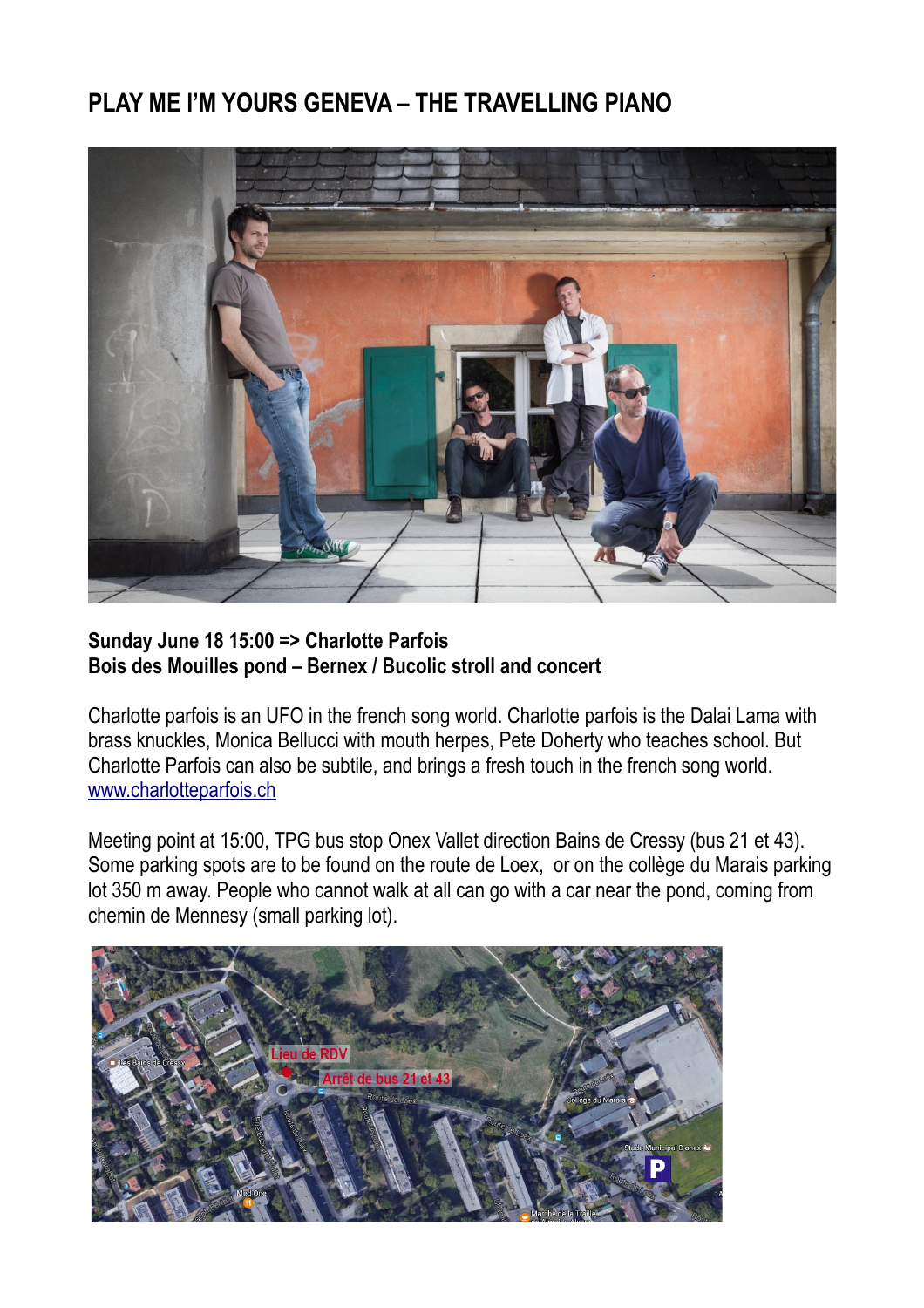# PLAY ME I'M YOURS GENEVA – THE TRAVELLING PIANO

**Sunday June 18 15:00 => Charlotte Parfois**
**Bois des Mouilles pond – Bernex / Bucolic stroll and concert**

Charlotte parfois is an UFO in the french song world. Charlotte parfois is the Dalai Lama with brass knuckles, Monica Bellucci with mouth herpes, Pete Doherty who teaches school. But Charlotte Parfois can also be subtile, and brings a fresh touch in the french song world. [www.charlotteparfois.ch](http://www.charlotteparfois.ch)

Meeting point at 15:00, TPG bus stop Onex Vallet direction Bains de Cressy (bus 21 et 43). Some parking spots are to be found on the route de Loex, or on the collège du Marais parking lot 350 m away. People who cannot walk at all can go with a car near the pond, coming from chemin de Mennesy (small parking lot).